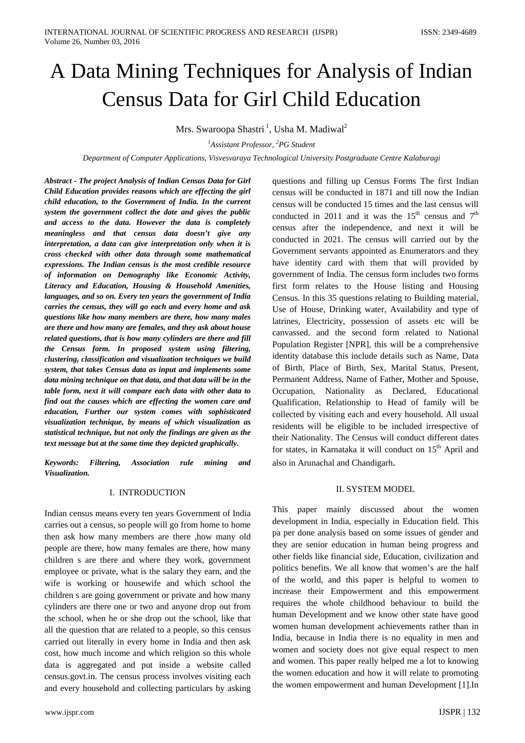# A Data Mining Techniques for Analysis of Indian Census Data for Girl Child Education

Mrs. Swaroopa Shastri [1], Usha M. Madiwal[2]

*[1]Assistant Professor, [2]PG Student*

*Department of Computer Applications, Visvesvaraya Technological University Postgraduate Centre Kalaburagi*

***Abstract - The project Analysis of Indian Census Data for Girl Child Education provides reasons which are effecting the girl child education, to the Government of India. In the current system the government collect the date and gives the public and access to the data. However the data is completely meaningless and that census data doesn't give any interpretation, a data can give interpretation only when it is cross checked with other data through some mathematical expressions. The Indian census is the most credible resource of information on Demography like Economic Activity, Literacy and Education, Housing & Household Amenities, languages, and so on. Every ten years the government of India carries the census, they will go each and every home and ask questions like how many members are there, how many males are there and how many are females, and they ask about house related questions, that is how many cylinders are there and fill the Census form. In proposed system using filtering, clustering, classification and visualization techniques we build system, that takes Census data as input and implements some data mining technique on that data, and that data will be in the table form, next it will compare each data with other data to find out the causes which are effecting the women care and education, Further our system comes with sophisticated visualization technique, by means of which visualization as statistical technique, but not only the findings are given as the text message but at the same time they depicted graphically.***

***Keywords: Filtering, Association rule mining and Visualization.***

## I. INTRODUCTION

Indian census means every ten years Government of India carries out a census, so people will go from home to home then ask how many members are there ,how many old people are there, how many females are there, how many children s are there and where they work, government employee or private, what is the salary they earn, and the wife is working or housewife and which school the children s are going government or private and how many cylinders are there one or two and anyone drop out from the school, when he or she drop out the school, like that all the question that are related to a people, so this census carried out literally in every home in India and then ask cost, how much income and which religion so this whole data is aggregated and put inside a website called census.govt.in. The census process involves visiting each and every household and collecting particulars by asking questions and filling up Census Forms The first Indian census will be conducted in 1871 and till now the Indian census will be conducted 15 times and the last census will conducted in 2011 and it was the 15th census and 7th census after the independence, and next it will be conducted in 2021. The census will carried out by the Government servants appointed as Enumerators and they have identity card with them that will provided by government of India. The census form includes two forms first form relates to the House listing and Housing Census. In this 35 questions relating to Building material, Use of House, Drinking water, Availability and type of latrines, Electricity, possession of assets etc will be canvassed. and the second form related to National Population Register [NPR], this will be a comprehensive identity database this include details such as Name, Data of Birth, Place of Birth, Sex, Marital Status, Present, Permanent Address, Name of Father, Mother and Spouse, Occupation, Nationality as Declared, Educational Qualification, Relationship to Head of family will be collected by visiting each and every household. All usual residents will be eligible to be included irrespective of their Nationality. The Census will conduct different dates for states, in Karnataka it will conduct on 15th April and also in Arunachal and Chandigarh.

## II. SYSTEM MODEL

This paper mainly discussed about the women development in India, especially in Education field. This pa per done analysis based on some issues of gender and they are senior education in human being progress and other fields like financial side, Education, civilization and politics benefits. We all know that women's are the half of the world, and this paper is helpful to women to increase their Empowerment and this empowerment requires the whole childhood behaviour to build the human Development and we know other state have good women human development achievements rather than in India, because in India there is no equality in men and women and society does not give equal respect to men and women. This paper really helped me a lot to knowing the women education and how it will relate to promoting the women empowerment and human Development [1].In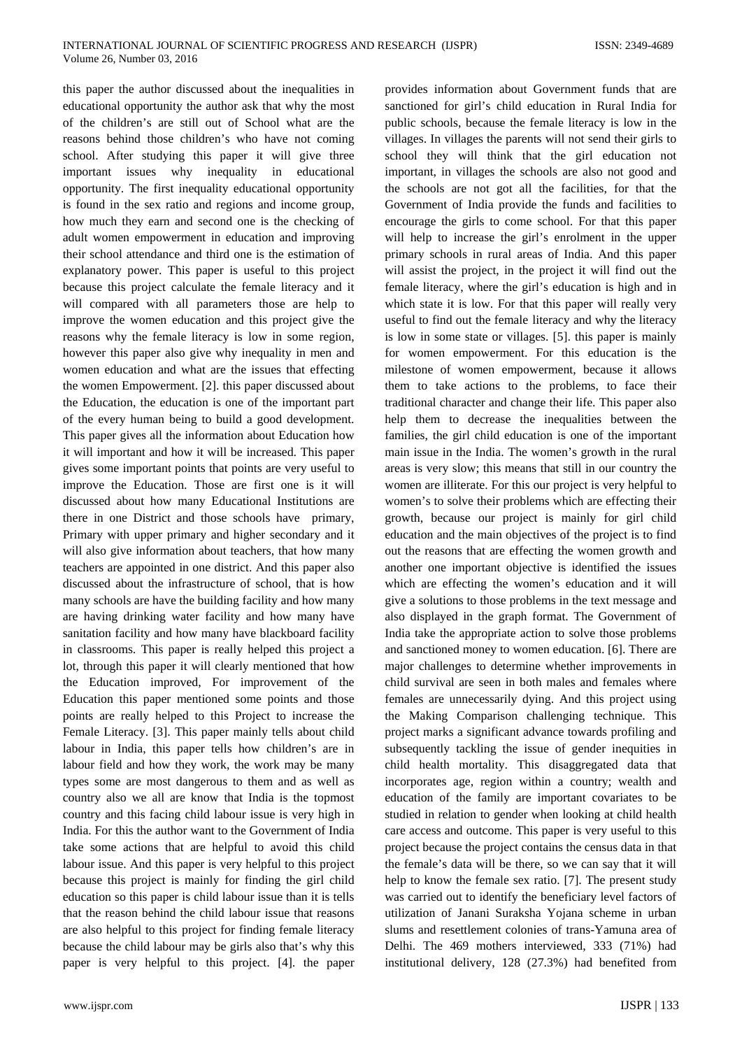this paper the author discussed about the inequalities in educational opportunity the author ask that why the most of the children's are still out of School what are the reasons behind those children's who have not coming school. After studying this paper it will give three important issues why inequality in educational opportunity. The first inequality educational opportunity is found in the sex ratio and regions and income group, how much they earn and second one is the checking of adult women empowerment in education and improving their school attendance and third one is the estimation of explanatory power. This paper is useful to this project because this project calculate the female literacy and it will compared with all parameters those are help to improve the women education and this project give the reasons why the female literacy is low in some region, however this paper also give why inequality in men and women education and what are the issues that effecting the women Empowerment. [2]. this paper discussed about the Education, the education is one of the important part of the every human being to build a good development. This paper gives all the information about Education how it will important and how it will be increased. This paper gives some important points that points are very useful to improve the Education. Those are first one is it will discussed about how many Educational Institutions are there in one District and those schools have primary, Primary with upper primary and higher secondary and it will also give information about teachers, that how many teachers are appointed in one district. And this paper also discussed about the infrastructure of school, that is how many schools are have the building facility and how many are having drinking water facility and how many have sanitation facility and how many have blackboard facility in classrooms. This paper is really helped this project a lot, through this paper it will clearly mentioned that how the Education improved, For improvement of the Education this paper mentioned some points and those points are really helped to this Project to increase the Female Literacy. [3]. This paper mainly tells about child labour in India, this paper tells how children's are in labour field and how they work, the work may be many types some are most dangerous to them and as well as country also we all are know that India is the topmost country and this facing child labour issue is very high in India. For this the author want to the Government of India take some actions that are helpful to avoid this child labour issue. And this paper is very helpful to this project because this project is mainly for finding the girl child education so this paper is child labour issue than it is tells that the reason behind the child labour issue that reasons are also helpful to this project for finding female literacy because the child labour may be girls also that's why this paper is very helpful to this project. [4]. the paper provides information about Government funds that are sanctioned for girl's child education in Rural India for public schools, because the female literacy is low in the villages. In villages the parents will not send their girls to school they will think that the girl education not important, in villages the schools are also not good and the schools are not got all the facilities, for that the Government of India provide the funds and facilities to encourage the girls to come school. For that this paper will help to increase the girl's enrolment in the upper primary schools in rural areas of India. And this paper will assist the project, in the project it will find out the female literacy, where the girl's education is high and in which state it is low. For that this paper will really very useful to find out the female literacy and why the literacy is low in some state or villages. [5]. this paper is mainly for women empowerment. For this education is the milestone of women empowerment, because it allows them to take actions to the problems, to face their traditional character and change their life. This paper also help them to decrease the inequalities between the families, the girl child education is one of the important main issue in the India. The women's growth in the rural areas is very slow; this means that still in our country the women are illiterate. For this our project is very helpful to women's to solve their problems which are effecting their growth, because our project is mainly for girl child education and the main objectives of the project is to find out the reasons that are effecting the women growth and another one important objective is identified the issues which are effecting the women's education and it will give a solutions to those problems in the text message and also displayed in the graph format. The Government of India take the appropriate action to solve those problems and sanctioned money to women education. [6]. There are major challenges to determine whether improvements in child survival are seen in both males and females where females are unnecessarily dying. And this project using the Making Comparison challenging technique. This project marks a significant advance towards profiling and subsequently tackling the issue of gender inequities in child health mortality. This disaggregated data that incorporates age, region within a country; wealth and education of the family are important covariates to be studied in relation to gender when looking at child health care access and outcome. This paper is very useful to this project because the project contains the census data in that the female's data will be there, so we can say that it will help to know the female sex ratio. [7]. The present study was carried out to identify the beneficiary level factors of utilization of Janani Suraksha Yojana scheme in urban slums and resettlement colonies of trans-Yamuna area of Delhi. The 469 mothers interviewed, 333 (71%) had institutional delivery, 128 (27.3%) had benefited from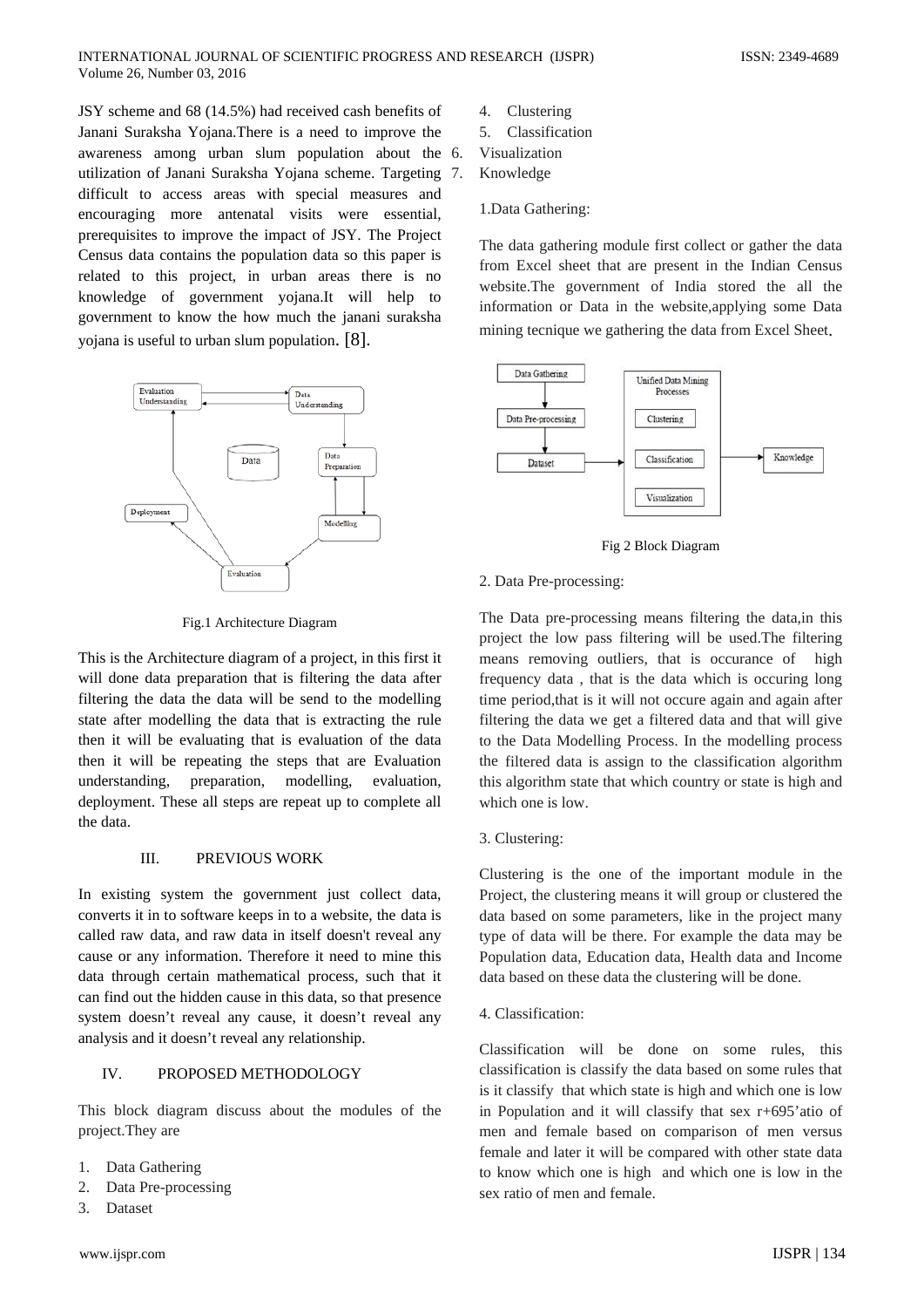JSY scheme and 68 (14.5%) had received cash benefits of Janani Suraksha Yojana.There is a need to improve the awareness among urban slum population about the utilization of Janani Suraksha Yojana scheme. Targeting difficult to access areas with special measures and encouraging more antenatal visits were essential, prerequisites to improve the impact of JSY. The Project Census data contains the population data so this paper is related to this project, in urban areas there is no knowledge of government yojana.It will help to government to know the how much the janani suraksha yojana is useful to urban slum population. [8].

Fig.1 Architecture Diagram

This is the Architecture diagram of a project, in this first it will done data preparation that is filtering the data after filtering the data the data will be send to the modelling state after modelling the data that is extracting the rule then it will be evaluating that is evaluation of the data then it will be repeating the steps that are Evaluation understanding, preparation, modelling, evaluation, deployment. These all steps are repeat up to complete all the data.

## III. PREVIOUS WORK

In existing system the government just collect data, converts it in to software keeps in to a website, the data is called raw data, and raw data in itself doesn't reveal any cause or any information. Therefore it need to mine this data through certain mathematical process, such that it can find out the hidden cause in this data, so that presence system doesn't reveal any cause, it doesn't reveal any analysis and it doesn't reveal any relationship.

## IV. PROPOSED METHODOLOGY

This block diagram discuss about the modules of the project.They are

1. Data Gathering
2. Data Pre-processing
3. Dataset
4. Clustering
5. Classification
6. Visualization
7. Knowledge

1.Data Gathering:

The data gathering module first collect or gather the data from Excel sheet that are present in the Indian Census website.The government of India stored the all the information or Data in the website,applying some Data mining tecnique we gathering the data from Excel Sheet.

Fig 2 Block Diagram

2. Data Pre-processing:

The Data pre-processing means filtering the data,in this project the low pass filtering will be used.The filtering means removing outliers, that is occurance of high frequency data , that is the data which is occuring long time period,that is it will not occure again and again after filtering the data we get a filtered data and that will give to the Data Modelling Process. In the modelling process the filtered data is assign to the classification algorithm this algorithm state that which country or state is high and which one is low.

3. Clustering:

Clustering is the one of the important module in the Project, the clustering means it will group or clustered the data based on some parameters, like in the project many type of data will be there. For example the data may be Population data, Education data, Health data and Income data based on these data the clustering will be done.

4. Classification:

Classification will be done on some rules, this classification is classify the data based on some rules that is it classify that which state is high and which one is low in Population and it will classify that sex r+695'atio of men and female based on comparison of men versus female and later it will be compared with other state data to know which one is high and which one is low in the sex ratio of men and female.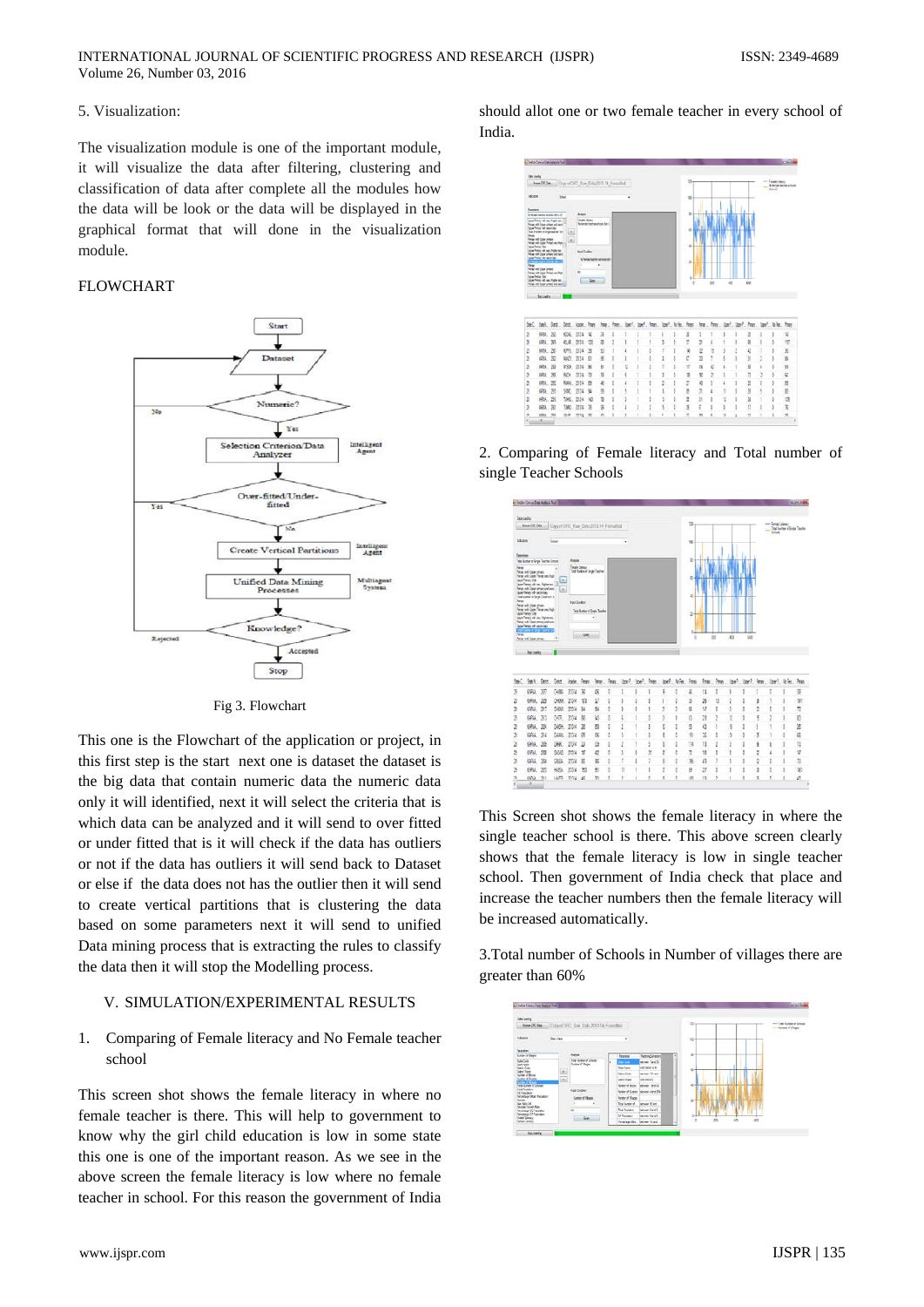5. Visualization:

The visualization module is one of the important module, it will visualize the data after filtering, clustering and classification of data after complete all the modules how the data will be look or the data will be displayed in the graphical format that will done in the visualization module.

FLOWCHART

Fig 3. Flowchart

This one is the Flowchart of the application or project, in this first step is the start next one is dataset the dataset is the big data that contain numeric data the numeric data only it will identified, next it will select the criteria that is which data can be analyzed and it will send to over fitted or under fitted that is it will check if the data has outliers or not if the data has outliers it will send back to Dataset or else if the data does not has the outlier then it will send to create vertical partitions that is clustering the data based on some parameters next it will send to unified Data mining process that is extracting the rules to classify the data then it will stop the Modelling process.

## V. SIMULATION/EXPERIMENTAL RESULTS

1. Comparing of Female literacy and No Female teacher school

This screen shot shows the female literacy in where no female teacher is there. This will help to government to know why the girl child education is low in some state this one is one of the important reason. As we see in the above screen the female literacy is low where no female teacher in school. For this reason the government of India should allot one or two female teacher in every school of India.

2. Comparing of Female literacy and Total number of single Teacher Schools

This Screen shot shows the female literacy in where the single teacher school is there. This above screen clearly shows that the female literacy is low in single teacher school. Then government of India check that place and increase the teacher numbers then the female literacy will be increased automatically.

3.Total number of Schools in Number of villages there are greater than 60%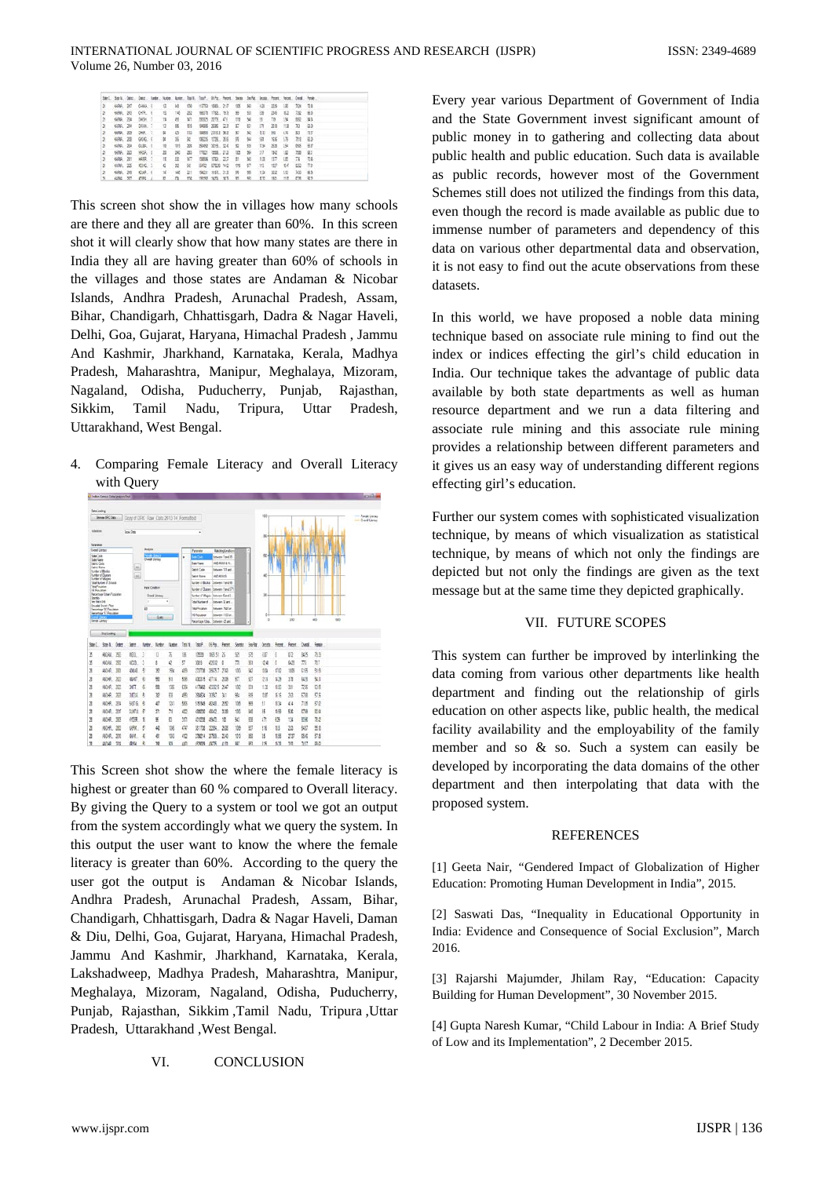This screen shot show the in villages how many schools are there and they all are greater than 60%. In this screen shot it will clearly show that how many states are there in India they all are having greater than 60% of schools in the villages and those states are Andaman & Nicobar Islands, Andhra Pradesh, Arunachal Pradesh, Assam, Bihar, Chandigarh, Chhattisgarh, Dadra & Nagar Haveli, Delhi, Goa, Gujarat, Haryana, Himachal Pradesh , Jammu And Kashmir, Jharkhand, Karnataka, Kerala, Madhya Pradesh, Maharashtra, Manipur, Meghalaya, Mizoram, Nagaland, Odisha, Puducherry, Punjab, Rajasthan, Sikkim, Tamil Nadu, Tripura, Uttar Pradesh, Uttarakhand, West Bengal.

4. Comparing Female Literacy and Overall Literacy with Query

This Screen shot show the where the female literacy is highest or greater than 60 % compared to Overall literacy. By giving the Query to a system or tool we got an output from the system accordingly what we query the system. In this output the user want to know the where the female literacy is greater than 60%. According to the query the user got the output is Andaman & Nicobar Islands, Andhra Pradesh, Arunachal Pradesh, Assam, Bihar, Chandigarh, Chhattisgarh, Dadra & Nagar Haveli, Daman & Diu, Delhi, Goa, Gujarat, Haryana, Himachal Pradesh, Jammu And Kashmir, Jharkhand, Karnataka, Kerala, Lakshadweep, Madhya Pradesh, Maharashtra, Manipur, Meghalaya, Mizoram, Nagaland, Odisha, Puducherry, Punjab, Rajasthan, Sikkim ,Tamil Nadu, Tripura ,Uttar Pradesh, Uttarakhand ,West Bengal.

## VI. CONCLUSION

Every year various Department of Government of India and the State Government invest significant amount of public money in to gathering and collecting data about public health and public education. Such data is available as public records, however most of the Government Schemes still does not utilized the findings from this data, even though the record is made available as public due to immense number of parameters and dependency of this data on various other departmental data and observation, it is not easy to find out the acute observations from these datasets.

In this world, we have proposed a noble data mining technique based on associate rule mining to find out the index or indices effecting the girl's child education in India. Our technique takes the advantage of public data available by both state departments as well as human resource department and we run a data filtering and associate rule mining and this associate rule mining provides a relationship between different parameters and it gives us an easy way of understanding different regions effecting girl's education.

Further our system comes with sophisticated visualization technique, by means of which visualization as statistical technique, by means of which not only the findings are depicted but not only the findings are given as the text message but at the same time they depicted graphically.

## VII. FUTURE SCOPES

This system can further be improved by interlinking the data coming from various other departments like health department and finding out the relationship of girls education on other aspects like, public health, the medical facility availability and the employability of the family member and so & so. Such a system can easily be developed by incorporating the data domains of the other department and then interpolating that data with the proposed system.

## REFERENCES

[1] Geeta Nair, "Gendered Impact of Globalization of Higher Education: Promoting Human Development in India", 2015.

[2] Saswati Das, "Inequality in Educational Opportunity in India: Evidence and Consequence of Social Exclusion", March 2016.

[3] Rajarshi Majumder, Jhilam Ray, "Education: Capacity Building for Human Development", 30 November 2015.

[4] Gupta Naresh Kumar, "Child Labour in India: A Brief Study of Low and its Implementation", 2 December 2015.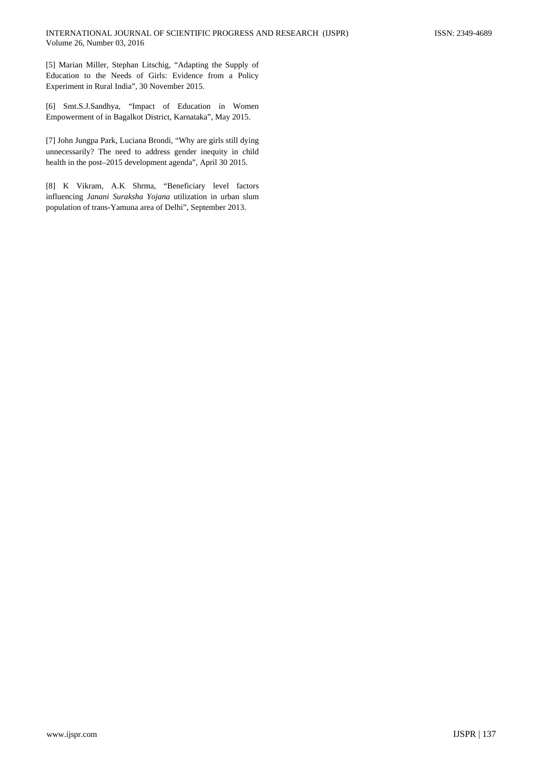[5] Marian Miller, Stephan Litschig, "Adapting the Supply of Education to the Needs of Girls: Evidence from a Policy Experiment in Rural India", 30 November 2015.

[6] Smt.S.J.Sandhya, "Impact of Education in Women Empowerment of in Bagalkot District, Karnataka", May 2015.

[7] John Jungpa Park, Luciana Brondi, "Why are girls still dying unnecessarily? The need to address gender inequity in child health in the post–2015 development agenda", April 30 2015.

[8] K Vikram, A.K Shrma, "Beneficiary level factors influencing *Janani Suraksha Yojana* utilization in urban slum population of trans-Yamuna area of Delhi", September 2013.